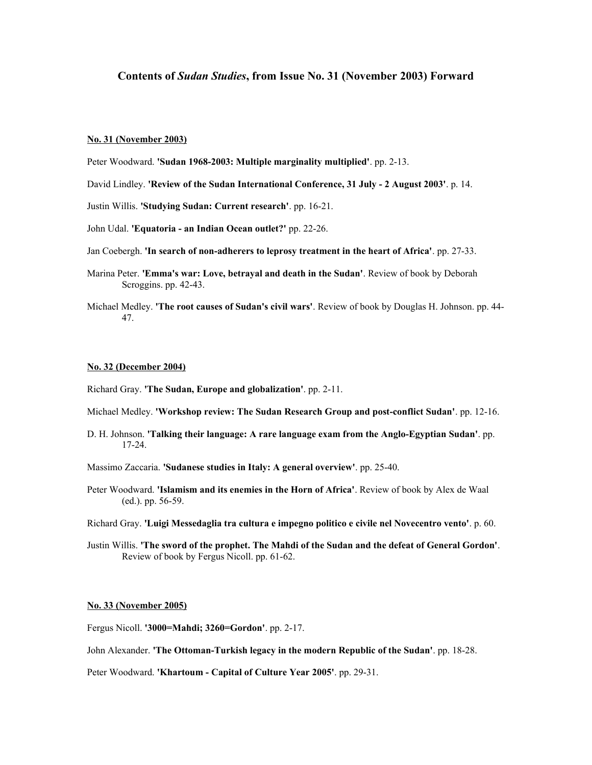# Contents of *Sudan Studies*, from Issue No. 31 (November 2003) Forward

## No. 31 (November 2003)

Peter Woodward. **'Sudan 1968-2003: Multiple marginality multiplied'**. pp. 2-13.

David Lindley. **'Review of the Sudan International Conference, 31 July - 2 August 2003'**. p. 14.

Justin Willis. **'Studying Sudan: Current research'**. pp. 16-21.

John Udal. **'Equatoria - an Indian Ocean outlet?'** pp. 22-26.

Jan Coebergh. **'In search of non-adherers to leprosy treatment in the heart of Africa'**. pp. 27-33.

Marina Peter. **'Emma's war: Love, betrayal and death in the Sudan'**. Review of book by Deborah Scroggins. pp. 42-43.

Michael Medley. **'The root causes of Sudan's civil wars'**. Review of book by Douglas H. Johnson. pp. 44-47.

## No. 32 (December 2004)

Richard Gray. **'The Sudan, Europe and globalization'**. pp. 2-11.

Michael Medley. **'Workshop review: The Sudan Research Group and post-conflict Sudan'**. pp. 12-16.

D. H. Johnson. **'Talking their language: A rare language exam from the Anglo-Egyptian Sudan'**. pp. 17-24.

Massimo Zaccaria. **'Sudanese studies in Italy: A general overview'**. pp. 25-40.

Peter Woodward. **'Islamism and its enemies in the Horn of Africa'**. Review of book by Alex de Waal (ed.). pp. 56-59.

Richard Gray. **'Luigi Messedaglia tra cultura e impegno politico e civile nel Novecentro vento'**. p. 60.

Justin Willis. **'The sword of the prophet. The Mahdi of the Sudan and the defeat of General Gordon'**. Review of book by Fergus Nicoll. pp. 61-62.

## No. 33 (November 2005)

Fergus Nicoll. **'3000=Mahdi; 3260=Gordon'**. pp. 2-17.

John Alexander. **'The Ottoman-Turkish legacy in the modern Republic of the Sudan'**. pp. 18-28.

Peter Woodward. **'Khartoum - Capital of Culture Year 2005'**. pp. 29-31.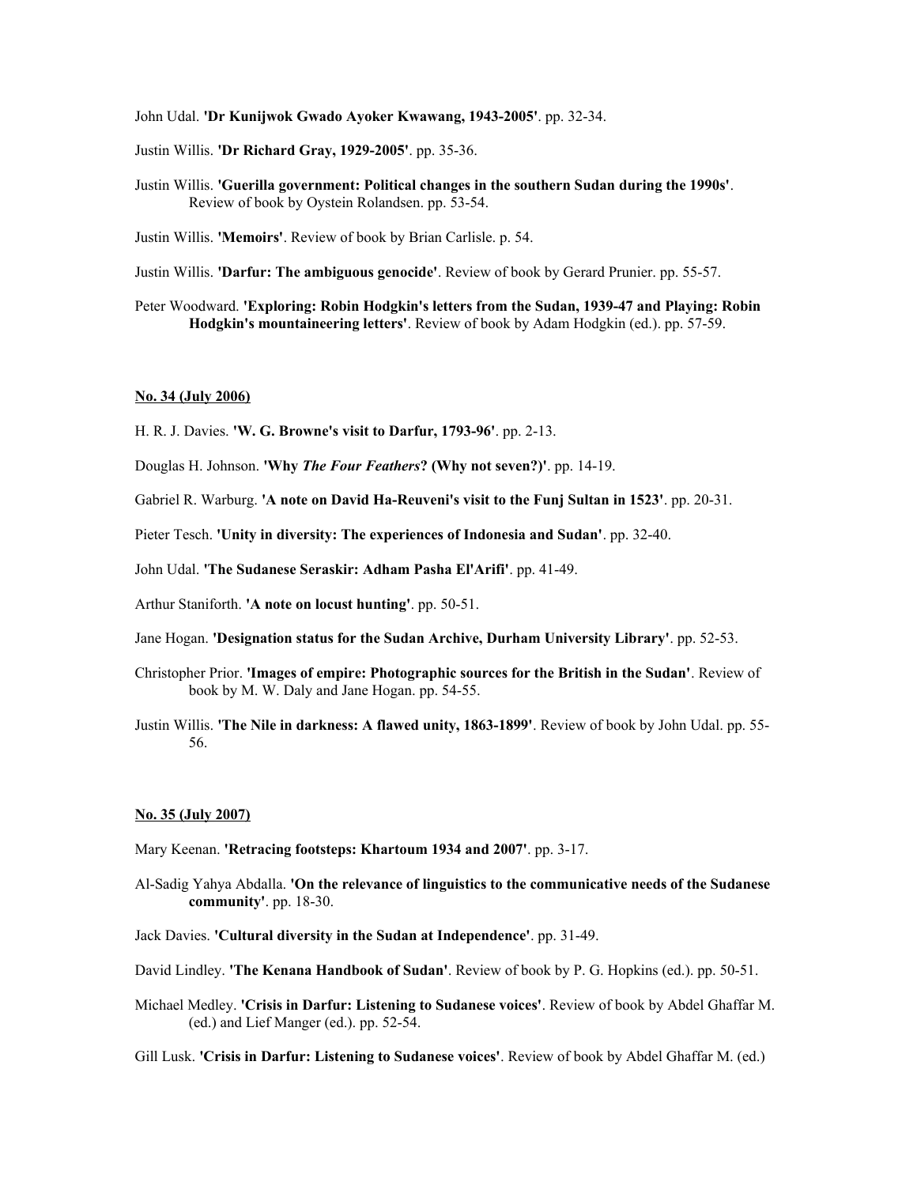John Udal. **'Dr Kunijwok Gwado Ayoker Kwawang, 1943-2005'**. pp. 32-34.

Justin Willis. **'Dr Richard Gray, 1929-2005'**. pp. 35-36.

Justin Willis. **'Guerilla government: Political changes in the southern Sudan during the 1990s'**. Review of book by Oystein Rolandsen. pp. 53-54.

Justin Willis. **'Memoirs'**. Review of book by Brian Carlisle. p. 54.

Justin Willis. **'Darfur: The ambiguous genocide'**. Review of book by Gerard Prunier. pp. 55-57.

Peter Woodward. **'Exploring: Robin Hodgkin's letters from the Sudan, 1939-47 and Playing: Robin Hodgkin's mountaineering letters'**. Review of book by Adam Hodgkin (ed.). pp. 57-59.

**No. 34 (July 2006)**

H. R. J. Davies. **'W. G. Browne's visit to Darfur, 1793-96'**. pp. 2-13.

Douglas H. Johnson. **'Why *The Four Feathers*? (Why not seven?)'**. pp. 14-19.

Gabriel R. Warburg. **'A note on David Ha-Reuveni's visit to the Funj Sultan in 1523'**. pp. 20-31.

Pieter Tesch. **'Unity in diversity: The experiences of Indonesia and Sudan'**. pp. 32-40.

John Udal. **'The Sudanese Seraskir: Adham Pasha El'Arifi'**. pp. 41-49.

Arthur Staniforth. **'A note on locust hunting'**. pp. 50-51.

Jane Hogan. **'Designation status for the Sudan Archive, Durham University Library'**. pp. 52-53.

Christopher Prior. **'Images of empire: Photographic sources for the British in the Sudan'**. Review of book by M. W. Daly and Jane Hogan. pp. 54-55.

Justin Willis. **'The Nile in darkness: A flawed unity, 1863-1899'**. Review of book by John Udal. pp. 55-56.

**No. 35 (July 2007)**

Mary Keenan. **'Retracing footsteps: Khartoum 1934 and 2007'**. pp. 3-17.

Al-Sadig Yahya Abdalla. **'On the relevance of linguistics to the communicative needs of the Sudanese community'**. pp. 18-30.

Jack Davies. **'Cultural diversity in the Sudan at Independence'**. pp. 31-49.

David Lindley. **'The Kenana Handbook of Sudan'**. Review of book by P. G. Hopkins (ed.). pp. 50-51.

Michael Medley. **'Crisis in Darfur: Listening to Sudanese voices'**. Review of book by Abdel Ghaffar M. (ed.) and Lief Manger (ed.). pp. 52-54.

Gill Lusk. **'Crisis in Darfur: Listening to Sudanese voices'**. Review of book by Abdel Ghaffar M. (ed.)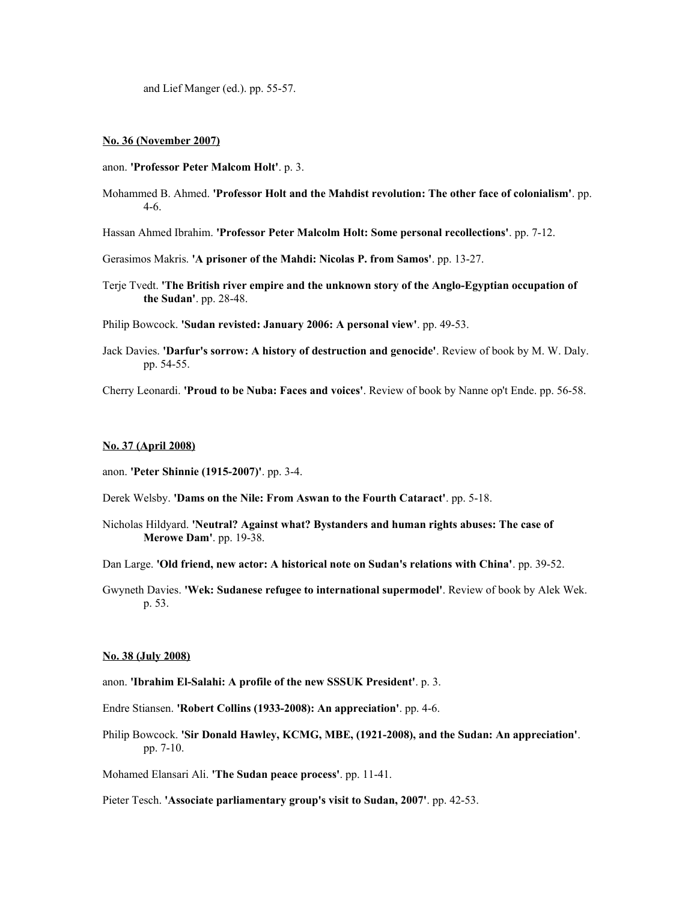and Lief Manger (ed.). pp. 55-57.

**No. 36 (November 2007)**

anon. **'Professor Peter Malcom Holt'**. p. 3.

Mohammed B. Ahmed. **'Professor Holt and the Mahdist revolution: The other face of colonialism'**. pp. 4-6.

Hassan Ahmed Ibrahim. **'Professor Peter Malcolm Holt: Some personal recollections'**. pp. 7-12.

Gerasimos Makris. **'A prisoner of the Mahdi: Nicolas P. from Samos'**. pp. 13-27.

Terje Tvedt. **'The British river empire and the unknown story of the Anglo-Egyptian occupation of the Sudan'**. pp. 28-48.

Philip Bowcock. **'Sudan revisted: January 2006: A personal view'**. pp. 49-53.

Jack Davies. **'Darfur's sorrow: A history of destruction and genocide'**. Review of book by M. W. Daly. pp. 54-55.

Cherry Leonardi. **'Proud to be Nuba: Faces and voices'**. Review of book by Nanne op't Ende. pp. 56-58.

**No. 37 (April 2008)**

anon. **'Peter Shinnie (1915-2007)'**. pp. 3-4.

Derek Welsby. **'Dams on the Nile: From Aswan to the Fourth Cataract'**. pp. 5-18.

Nicholas Hildyard. **'Neutral? Against what? Bystanders and human rights abuses: The case of Merowe Dam'**. pp. 19-38.

Dan Large. **'Old friend, new actor: A historical note on Sudan's relations with China'**. pp. 39-52.

Gwyneth Davies. **'Wek: Sudanese refugee to international supermodel'**. Review of book by Alek Wek. p. 53.

**No. 38 (July 2008)**

anon. **'Ibrahim El-Salahi: A profile of the new SSSUK President'**. p. 3.

Endre Stiansen. **'Robert Collins (1933-2008): An appreciation'**. pp. 4-6.

Philip Bowcock. **'Sir Donald Hawley, KCMG, MBE, (1921-2008), and the Sudan: An appreciation'**. pp. 7-10.

Mohamed Elansari Ali. **'The Sudan peace process'**. pp. 11-41.

Pieter Tesch. **'Associate parliamentary group's visit to Sudan, 2007'**. pp. 42-53.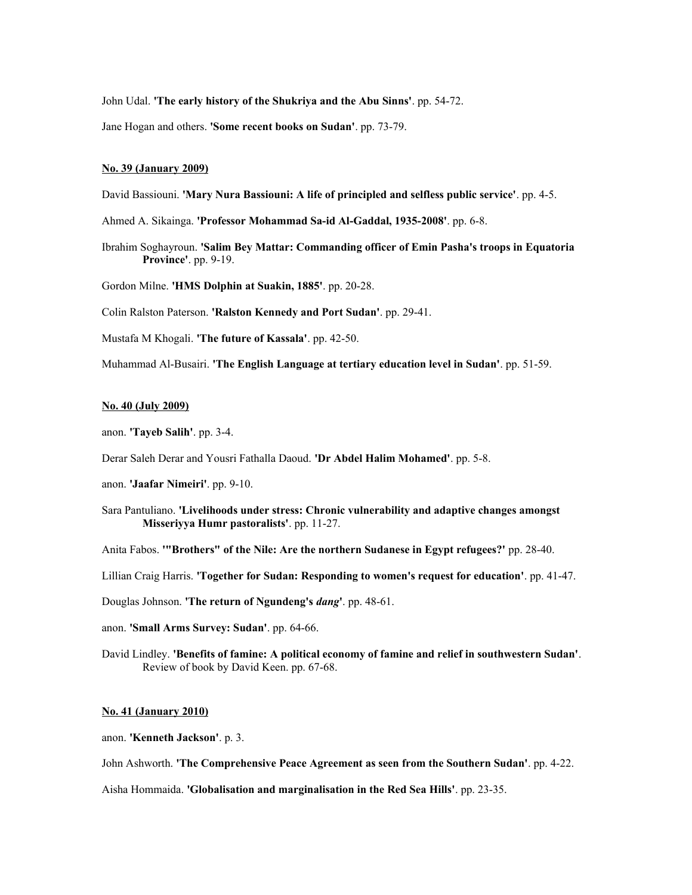John Udal. **'The early history of the Shukriya and the Abu Sinns'**. pp. 54-72.

Jane Hogan and others. **'Some recent books on Sudan'**. pp. 73-79.

**No. 39 (January 2009)**

David Bassiouni. **'Mary Nura Bassiouni: A life of principled and selfless public service'**. pp. 4-5.

Ahmed A. Sikainga. **'Professor Mohammad Sa-id Al-Gaddal, 1935-2008'**. pp. 6-8.

Ibrahim Soghayroun. **'Salim Bey Mattar: Commanding officer of Emin Pasha's troops in Equatoria Province'**. pp. 9-19.

Gordon Milne. **'HMS Dolphin at Suakin, 1885'**. pp. 20-28.

Colin Ralston Paterson. **'Ralston Kennedy and Port Sudan'**. pp. 29-41.

Mustafa M Khogali. **'The future of Kassala'**. pp. 42-50.

Muhammad Al-Busairi. **'The English Language at tertiary education level in Sudan'**. pp. 51-59.

**No. 40 (July 2009)**

anon. **'Tayeb Salih'**. pp. 3-4.

Derar Saleh Derar and Yousri Fathalla Daoud. **'Dr Abdel Halim Mohamed'**. pp. 5-8.

anon. **'Jaafar Nimeiri'**. pp. 9-10.

Sara Pantuliano. **'Livelihoods under stress: Chronic vulnerability and adaptive changes amongst Misseriyya Humr pastoralists'**. pp. 11-27.

Anita Fabos. **'"Brothers" of the Nile: Are the northern Sudanese in Egypt refugees?'** pp. 28-40.

Lillian Craig Harris. **'Together for Sudan: Responding to women's request for education'**. pp. 41-47.

Douglas Johnson. **'The return of Ngundeng's *dang*'**. pp. 48-61.

anon. **'Small Arms Survey: Sudan'**. pp. 64-66.

David Lindley. **'Benefits of famine: A political economy of famine and relief in southwestern Sudan'**. Review of book by David Keen. pp. 67-68.

**No. 41 (January 2010)**

anon. **'Kenneth Jackson'**. p. 3.

John Ashworth. **'The Comprehensive Peace Agreement as seen from the Southern Sudan'**. pp. 4-22.

Aisha Hommaida. **'Globalisation and marginalisation in the Red Sea Hills'**. pp. 23-35.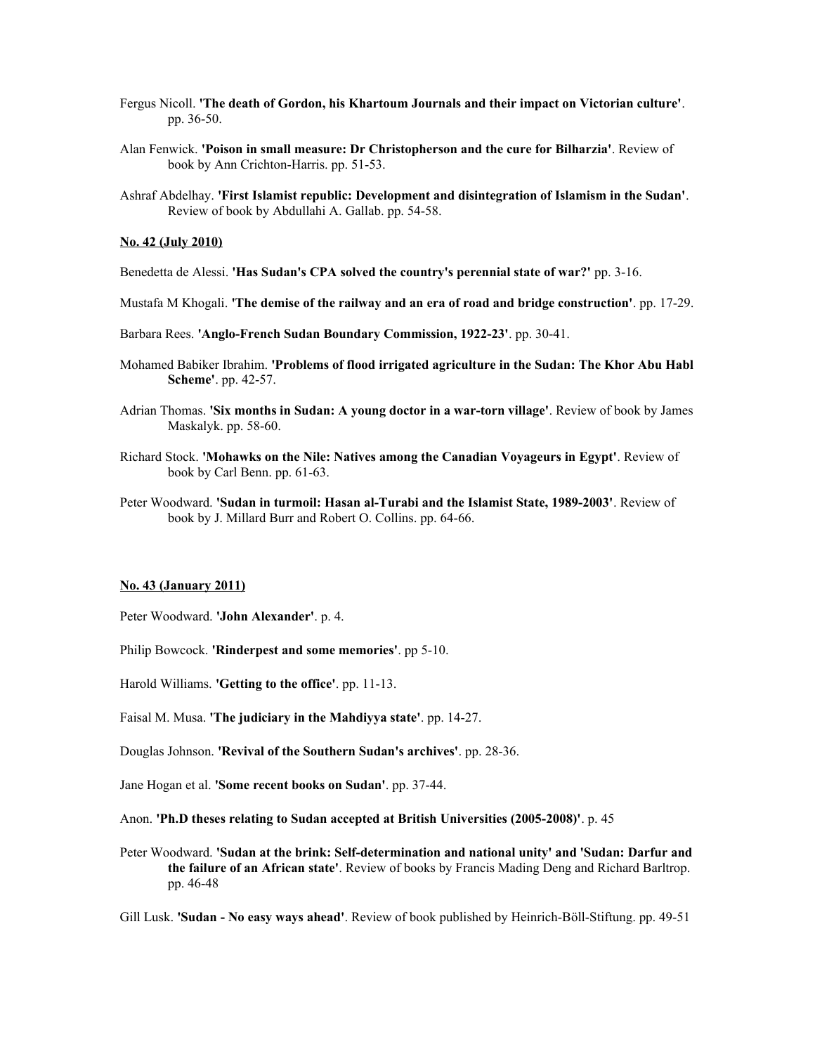Fergus Nicoll. **'The death of Gordon, his Khartoum Journals and their impact on Victorian culture'**. pp. 36-50.

Alan Fenwick. **'Poison in small measure: Dr Christopherson and the cure for Bilharzia'**. Review of book by Ann Crichton-Harris. pp. 51-53.

Ashraf Abdelhay. **'First Islamist republic: Development and disintegration of Islamism in the Sudan'**. Review of book by Abdullahi A. Gallab. pp. 54-58.

**No. 42 (July 2010)**

Benedetta de Alessi. **'Has Sudan's CPA solved the country's perennial state of war?'** pp. 3-16.

Mustafa M Khogali. **'The demise of the railway and an era of road and bridge construction'**. pp. 17-29.

Barbara Rees. **'Anglo-French Sudan Boundary Commission, 1922-23'**. pp. 30-41.

Mohamed Babiker Ibrahim. **'Problems of flood irrigated agriculture in the Sudan: The Khor Abu Habl Scheme'**. pp. 42-57.

Adrian Thomas. **'Six months in Sudan: A young doctor in a war-torn village'**. Review of book by James Maskalyk. pp. 58-60.

Richard Stock. **'Mohawks on the Nile: Natives among the Canadian Voyageurs in Egypt'**. Review of book by Carl Benn. pp. 61-63.

Peter Woodward. **'Sudan in turmoil: Hasan al-Turabi and the Islamist State, 1989-2003'**. Review of book by J. Millard Burr and Robert O. Collins. pp. 64-66.

**No. 43 (January 2011)**

Peter Woodward. **'John Alexander'**. p. 4.

Philip Bowcock. **'Rinderpest and some memories'**. pp 5-10.

Harold Williams. **'Getting to the office'**. pp. 11-13.

Faisal M. Musa. **'The judiciary in the Mahdiyya state'**. pp. 14-27.

Douglas Johnson. **'Revival of the Southern Sudan's archives'**. pp. 28-36.

Jane Hogan et al. **'Some recent books on Sudan'**. pp. 37-44.

Anon. **'Ph.D theses relating to Sudan accepted at British Universities (2005-2008)'**. p. 45

Peter Woodward. **'Sudan at the brink: Self-determination and national unity' and 'Sudan: Darfur and the failure of an African state'**. Review of books by Francis Mading Deng and Richard Barltrop. pp. 46-48

Gill Lusk. **'Sudan - No easy ways ahead'**. Review of book published by Heinrich-Böll-Stiftung. pp. 49-51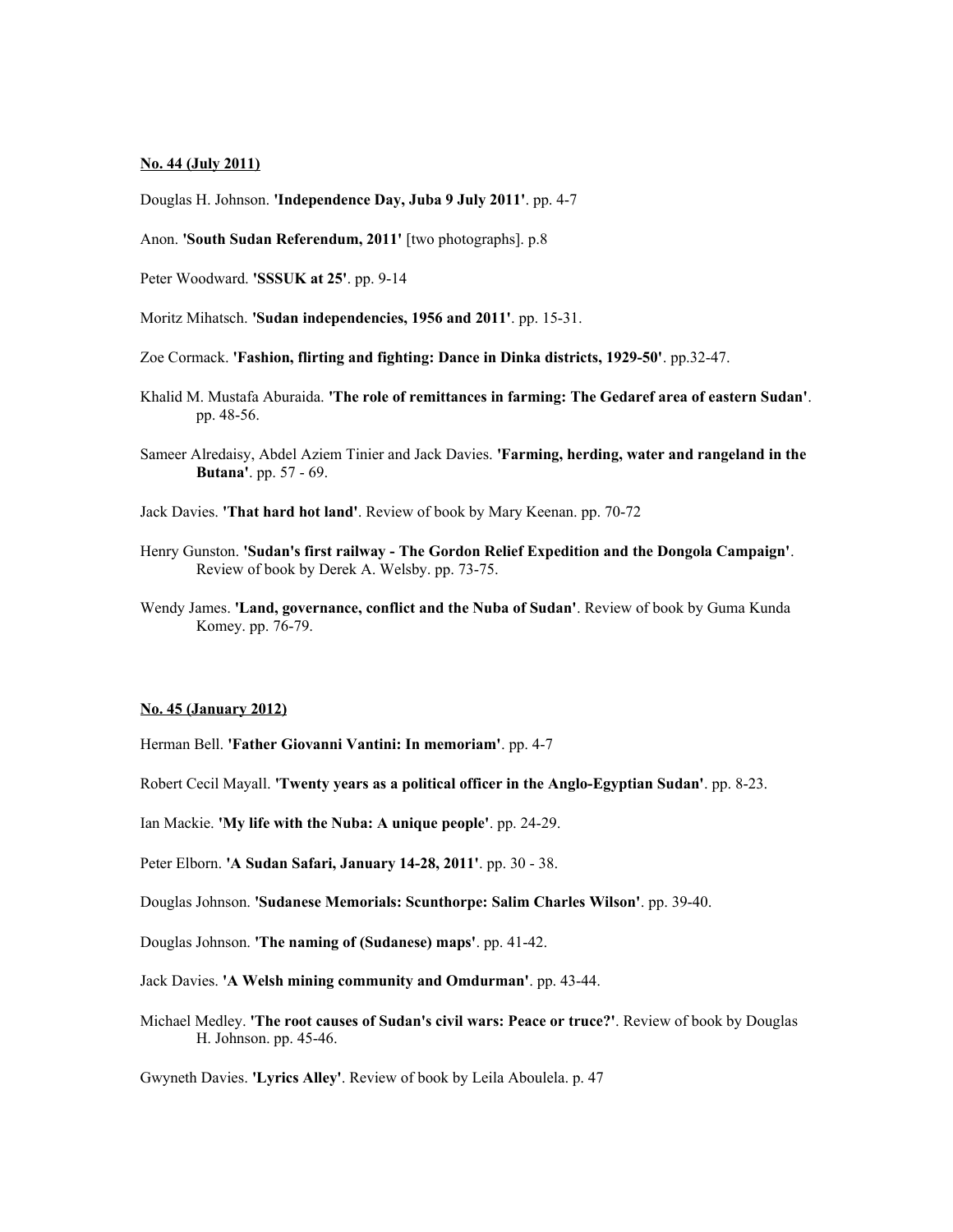**No. 44 (July 2011)**

Douglas H. Johnson. **'Independence Day, Juba 9 July 2011'**. pp. 4-7

Anon. **'South Sudan Referendum, 2011'** [two photographs]. p.8

Peter Woodward. **'SSSUK at 25'**. pp. 9-14

Moritz Mihatsch. **'Sudan independencies, 1956 and 2011'**. pp. 15-31.

Zoe Cormack. **'Fashion, flirting and fighting: Dance in Dinka districts, 1929-50'**. pp.32-47.

Khalid M. Mustafa Aburaida. **'The role of remittances in farming: The Gedaref area of eastern Sudan'**. pp. 48-56.

Sameer Alredaisy, Abdel Aziem Tinier and Jack Davies. **'Farming, herding, water and rangeland in the Butana'**. pp. 57 - 69.

Jack Davies. **'That hard hot land'**. Review of book by Mary Keenan. pp. 70-72

Henry Gunston. **'Sudan's first railway - The Gordon Relief Expedition and the Dongola Campaign'**. Review of book by Derek A. Welsby. pp. 73-75.

Wendy James. **'Land, governance, conflict and the Nuba of Sudan'**. Review of book by Guma Kunda Komey. pp. 76-79.

**No. 45 (January 2012)**

Herman Bell. **'Father Giovanni Vantini: In memoriam'**. pp. 4-7

Robert Cecil Mayall. **'Twenty years as a political officer in the Anglo-Egyptian Sudan'**. pp. 8-23.

Ian Mackie. **'My life with the Nuba: A unique people'**. pp. 24-29.

Peter Elborn. **'A Sudan Safari, January 14-28, 2011'**. pp. 30 - 38.

Douglas Johnson. **'Sudanese Memorials: Scunthorpe: Salim Charles Wilson'**. pp. 39-40.

Douglas Johnson. **'The naming of (Sudanese) maps'**. pp. 41-42.

Jack Davies. **'A Welsh mining community and Omdurman'**. pp. 43-44.

Michael Medley. **'The root causes of Sudan's civil wars: Peace or truce?'**. Review of book by Douglas H. Johnson. pp. 45-46.

Gwyneth Davies. **'Lyrics Alley'**. Review of book by Leila Aboulela. p. 47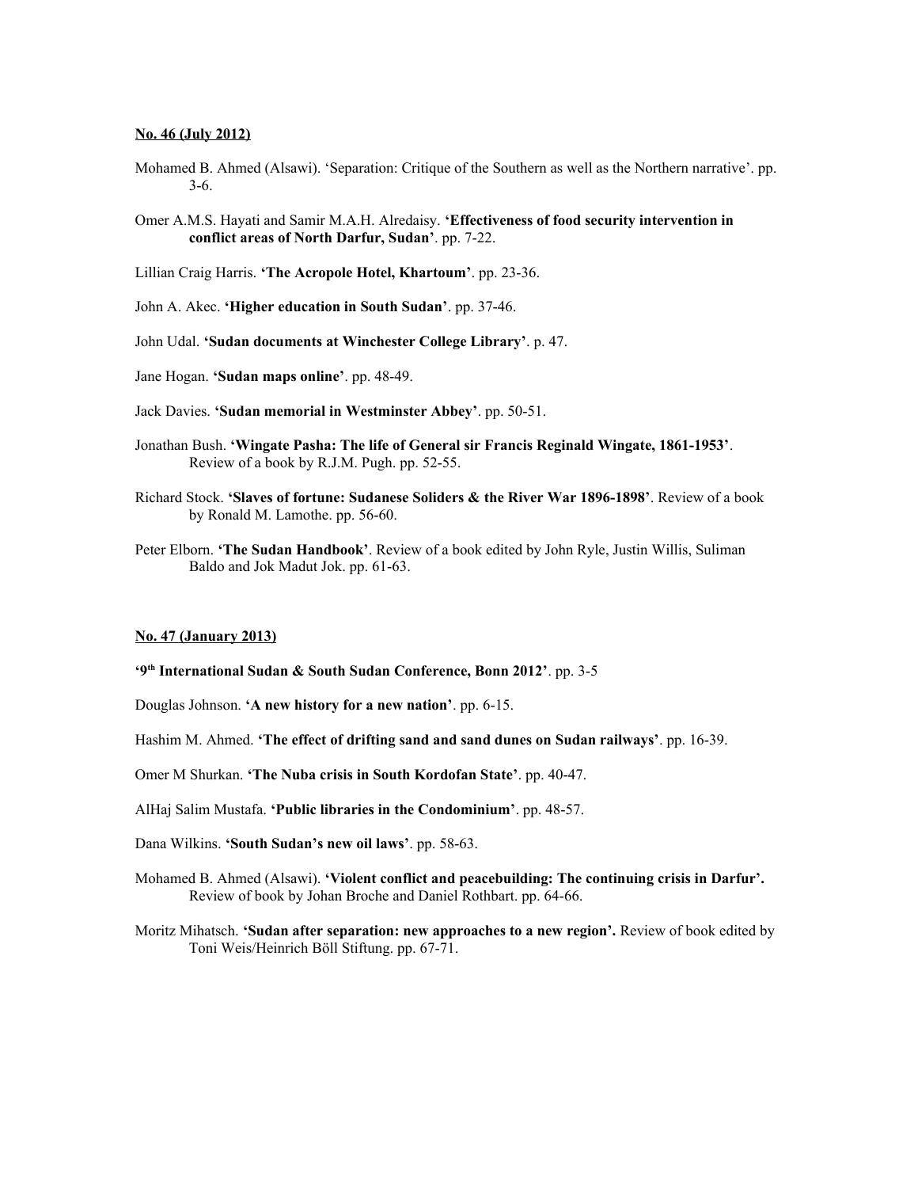**No. 46 (July 2012)**

Mohamed B. Ahmed (Alsawi). 'Separation: Critique of the Southern as well as the Northern narrative'. pp. 3-6.

Omer A.M.S. Hayati and Samir M.A.H. Alredaisy. **'Effectiveness of food security intervention in conflict areas of North Darfur, Sudan'**. pp. 7-22.

Lillian Craig Harris. **'The Acropole Hotel, Khartoum'**. pp. 23-36.

John A. Akec. **'Higher education in South Sudan'**. pp. 37-46.

John Udal. **'Sudan documents at Winchester College Library'**. p. 47.

Jane Hogan. **'Sudan maps online'**. pp. 48-49.

Jack Davies. **'Sudan memorial in Westminster Abbey'**. pp. 50-51.

Jonathan Bush. **'Wingate Pasha: The life of General sir Francis Reginald Wingate, 1861-1953'**. Review of a book by R.J.M. Pugh. pp. 52-55.

Richard Stock. **'Slaves of fortune: Sudanese Soliders & the River War 1896-1898'**. Review of a book by Ronald M. Lamothe. pp. 56-60.

Peter Elborn. **'The Sudan Handbook'**. Review of a book edited by John Ryle, Justin Willis, Suliman Baldo and Jok Madut Jok. pp. 61-63.

**No. 47 (January 2013)**

**'9th International Sudan & South Sudan Conference, Bonn 2012'**. pp. 3-5

Douglas Johnson. **'A new history for a new nation'**. pp. 6-15.

Hashim M. Ahmed. **'The effect of drifting sand and sand dunes on Sudan railways'**. pp. 16-39.

Omer M Shurkan. **'The Nuba crisis in South Kordofan State'**. pp. 40-47.

AlHaj Salim Mustafa. **'Public libraries in the Condominium'**. pp. 48-57.

Dana Wilkins. **'South Sudan's new oil laws'**. pp. 58-63.

Mohamed B. Ahmed (Alsawi). **'Violent conflict and peacebuilding: The continuing crisis in Darfur'.** Review of book by Johan Broche and Daniel Rothbart. pp. 64-66.

Moritz Mihatsch. **'Sudan after separation: new approaches to a new region'.** Review of book edited by Toni Weis/Heinrich Böll Stiftung. pp. 67-71.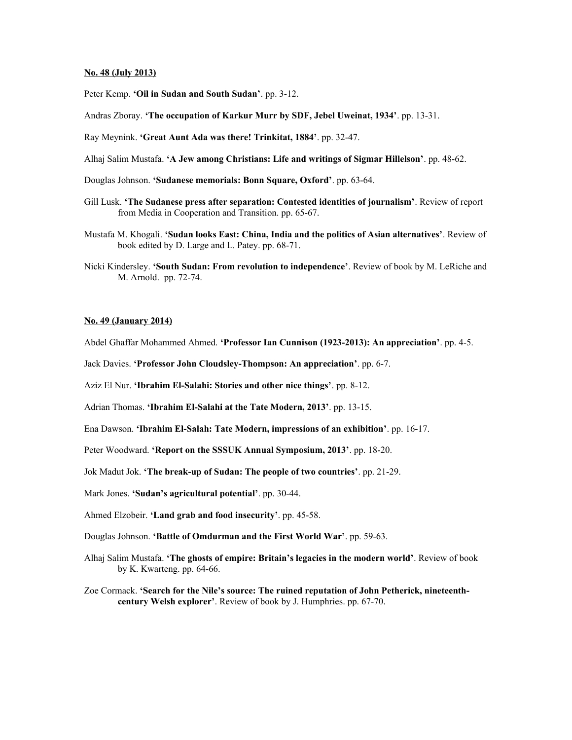**No. 48 (July 2013)**

Peter Kemp. **'Oil in Sudan and South Sudan'**. pp. 3-12.

Andras Zboray. **'The occupation of Karkur Murr by SDF, Jebel Uweinat, 1934'**. pp. 13-31.

Ray Meynink. **'Great Aunt Ada was there! Trinkitat, 1884'**. pp. 32-47.

Alhaj Salim Mustafa. **'A Jew among Christians: Life and writings of Sigmar Hillelson'**. pp. 48-62.

Douglas Johnson. **'Sudanese memorials: Bonn Square, Oxford'**. pp. 63-64.

Gill Lusk. **'The Sudanese press after separation: Contested identities of journalism'**. Review of report from Media in Cooperation and Transition. pp. 65-67.

Mustafa M. Khogali. **'Sudan looks East: China, India and the politics of Asian alternatives'**. Review of book edited by D. Large and L. Patey. pp. 68-71.

Nicki Kindersley. **'South Sudan: From revolution to independence'**. Review of book by M. LeRiche and M. Arnold. pp. 72-74.

**No. 49 (January 2014)**

Abdel Ghaffar Mohammed Ahmed. **'Professor Ian Cunnison (1923-2013): An appreciation'**. pp. 4-5.

Jack Davies. **'Professor John Cloudsley-Thompson: An appreciation'**. pp. 6-7.

Aziz El Nur. **'Ibrahim El-Salahi: Stories and other nice things'**. pp. 8-12.

Adrian Thomas. **'Ibrahim El-Salahi at the Tate Modern, 2013'**. pp. 13-15.

Ena Dawson. **'Ibrahim El-Salah: Tate Modern, impressions of an exhibition'**. pp. 16-17.

Peter Woodward. **'Report on the SSSUK Annual Symposium, 2013'**. pp. 18-20.

Jok Madut Jok. **'The break-up of Sudan: The people of two countries'**. pp. 21-29.

Mark Jones. **'Sudan's agricultural potential'**. pp. 30-44.

Ahmed Elzobeir. **'Land grab and food insecurity'**. pp. 45-58.

Douglas Johnson. **'Battle of Omdurman and the First World War'**. pp. 59-63.

Alhaj Salim Mustafa. **'The ghosts of empire: Britain's legacies in the modern world'**. Review of book by K. Kwarteng. pp. 64-66.

Zoe Cormack. **'Search for the Nile's source: The ruined reputation of John Petherick, nineteenth-century Welsh explorer'**. Review of book by J. Humphries. pp. 67-70.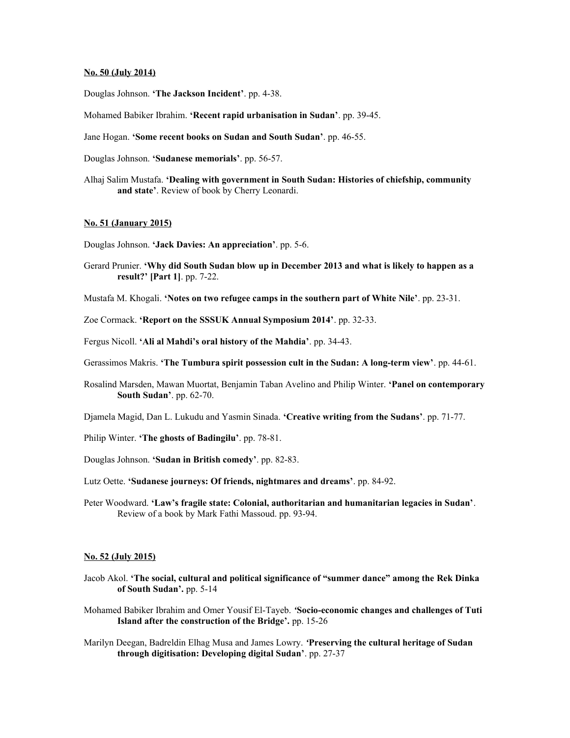**No. 50 (July 2014)**

Douglas Johnson. **'The Jackson Incident'**. pp. 4-38.

Mohamed Babiker Ibrahim. **'Recent rapid urbanisation in Sudan'**. pp. 39-45.

Jane Hogan. **'Some recent books on Sudan and South Sudan'**. pp. 46-55.

Douglas Johnson. **'Sudanese memorials'**. pp. 56-57.

Alhaj Salim Mustafa. **'Dealing with government in South Sudan: Histories of chiefship, community and state'**. Review of book by Cherry Leonardi.

**No. 51 (January 2015)**

Douglas Johnson. **'Jack Davies: An appreciation'**. pp. 5-6.

Gerard Prunier. **'Why did South Sudan blow up in December 2013 and what is likely to happen as a result?' [Part 1]**. pp. 7-22.

Mustafa M. Khogali. **'Notes on two refugee camps in the southern part of White Nile'**. pp. 23-31.

Zoe Cormack. **'Report on the SSSUK Annual Symposium 2014'**. pp. 32-33.

Fergus Nicoll. **'Ali al Mahdi's oral history of the Mahdia'**. pp. 34-43.

Gerassimos Makris. **'The Tumbura spirit possession cult in the Sudan: A long-term view'**. pp. 44-61.

Rosalind Marsden, Mawan Muortat, Benjamin Taban Avelino and Philip Winter. **'Panel on contemporary South Sudan'**. pp. 62-70.

Djamela Magid, Dan L. Lukudu and Yasmin Sinada. **'Creative writing from the Sudans'**. pp. 71-77.

Philip Winter. **'The ghosts of Badingilu'**. pp. 78-81.

Douglas Johnson. **'Sudan in British comedy'**. pp. 82-83.

Lutz Oette. **'Sudanese journeys: Of friends, nightmares and dreams'**. pp. 84-92.

Peter Woodward. **'Law's fragile state: Colonial, authoritarian and humanitarian legacies in Sudan'**. Review of a book by Mark Fathi Massoud. pp. 93-94.

**No. 52 (July 2015)**

Jacob Akol. **'The social, cultural and political significance of "summer dance" among the Rek Dinka of South Sudan'.** pp. 5-14

Mohamed Babiker Ibrahim and Omer Yousif El-Tayeb. **'Socio-economic changes and challenges of Tuti Island after the construction of the Bridge'.** pp. 15-26

Marilyn Deegan, Badreldin Elhag Musa and James Lowry. **'Preserving the cultural heritage of Sudan through digitisation: Developing digital Sudan'**. pp. 27-37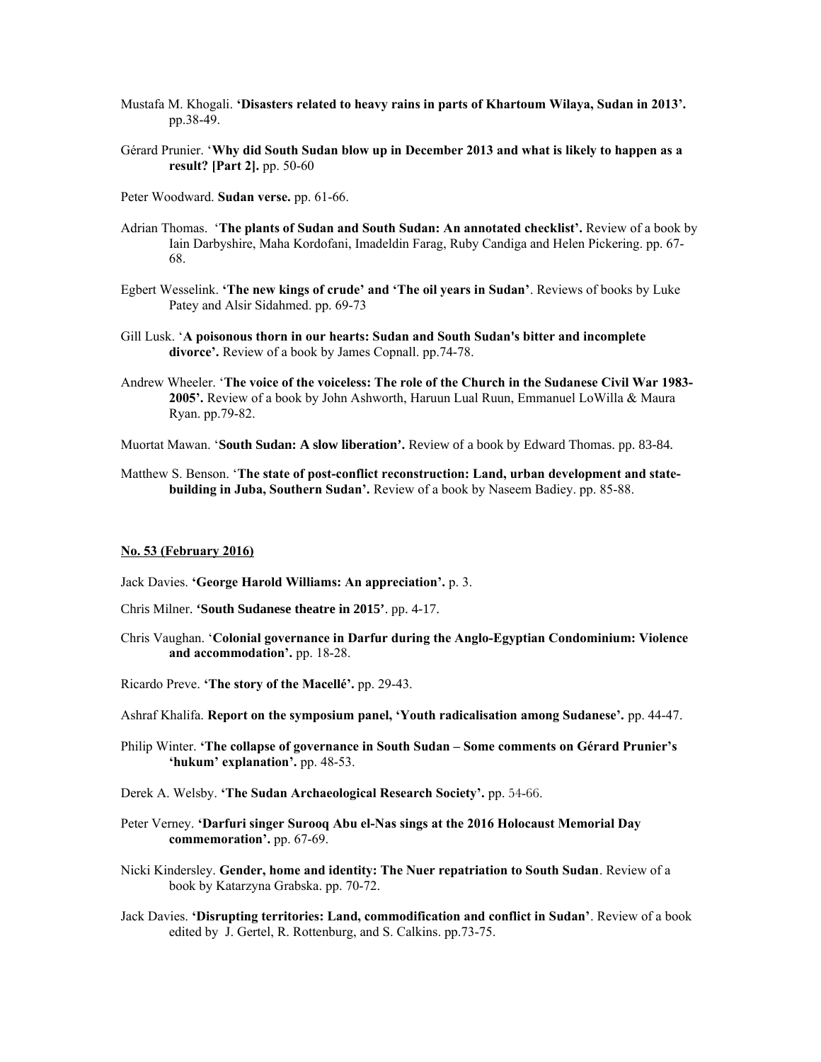Mustafa M. Khogali. **'Disasters related to heavy rains in parts of Khartoum Wilaya, Sudan in 2013'.** pp.38-49.

Gérard Prunier. '**Why did South Sudan blow up in December 2013 and what is likely to happen as a result? [Part 2].** pp. 50-60

Peter Woodward. **Sudan verse.** pp. 61-66.

Adrian Thomas. '**The plants of Sudan and South Sudan: An annotated checklist'.** Review of a book by Iain Darbyshire, Maha Kordofani, Imadeldin Farag, Ruby Candiga and Helen Pickering. pp. 67-68.

Egbert Wesselink. **'The new kings of crude' and 'The oil years in Sudan'**. Reviews of books by Luke Patey and Alsir Sidahmed. pp. 69-73

Gill Lusk. '**A poisonous thorn in our hearts: Sudan and South Sudan's bitter and incomplete divorce'.** Review of a book by James Copnall. pp.74-78.

Andrew Wheeler. '**The voice of the voiceless: The role of the Church in the Sudanese Civil War 1983-2005'.** Review of a book by John Ashworth, Haruun Lual Ruun, Emmanuel LoWilla & Maura Ryan. pp.79-82.

Muortat Mawan. '**South Sudan: A slow liberation'.** Review of a book by Edward Thomas. pp. 83-84.

Matthew S. Benson. '**The state of post-conflict reconstruction: Land, urban development and state-building in Juba, Southern Sudan'.** Review of a book by Naseem Badiey. pp. 85-88.

**No. 53 (February 2016)**

Jack Davies. **'George Harold Williams: An appreciation'.** p. 3.

Chris Milner. **'South Sudanese theatre in 2015'**. pp. 4-17.

Chris Vaughan. '**Colonial governance in Darfur during the Anglo-Egyptian Condominium: Violence and accommodation'.** pp. 18-28.

Ricardo Preve. **'The story of the Macellé'.** pp. 29-43.

Ashraf Khalifa. **Report on the symposium panel, 'Youth radicalisation among Sudanese'.** pp. 44-47.

Philip Winter. **'The collapse of governance in South Sudan – Some comments on Gérard Prunier's 'hukum' explanation'.** pp. 48-53.

Derek A. Welsby. **'The Sudan Archaeological Research Society'.** pp. 54-66.

Peter Verney. **'Darfuri singer Surooq Abu el-Nas sings at the 2016 Holocaust Memorial Day commemoration'.** pp. 67-69.

Nicki Kindersley. **Gender, home and identity: The Nuer repatriation to South Sudan**. Review of a book by Katarzyna Grabska. pp. 70-72.

Jack Davies. **'Disrupting territories: Land, commodification and conflict in Sudan'**. Review of a book edited by J. Gertel, R. Rottenburg, and S. Calkins. pp.73-75.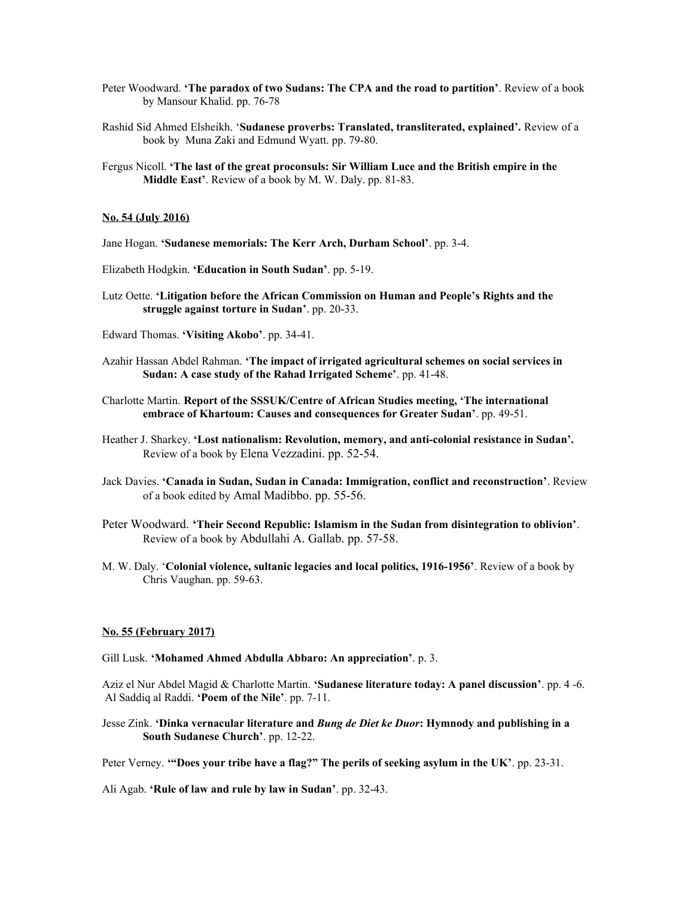Peter Woodward. **'The paradox of two Sudans: The CPA and the road to partition'**. Review of a book by Mansour Khalid. pp. 76-78

Rashid Sid Ahmed Elsheikh. '**Sudanese proverbs: Translated, transliterated, explained'.** Review of a book by Muna Zaki and Edmund Wyatt. pp. 79-80.

Fergus Nicoll. **'The last of the great proconsuls: Sir William Luce and the British empire in the Middle East'**. Review of a book by M. W. Daly. pp. 81-83.

**No. 54 (July 2016)**

Jane Hogan. **'Sudanese memorials: The Kerr Arch, Durham School'**. pp. 3-4.

Elizabeth Hodgkin. **'Education in South Sudan'**. pp. 5-19.

Lutz Oette. **'Litigation before the African Commission on Human and People's Rights and the struggle against torture in Sudan'**. pp. 20-33.

Edward Thomas. **'Visiting Akobo'**. pp. 34-41.

Azahir Hassan Abdel Rahman. **'The impact of irrigated agricultural schemes on social services in Sudan: A case study of the Rahad Irrigated Scheme'**. pp. 41-48.

Charlotte Martin. **Report of the SSSUK/Centre of African Studies meeting, 'The international embrace of Khartoum: Causes and consequences for Greater Sudan'**. pp. 49-51.

Heather J. Sharkey. **'Lost nationalism: Revolution, memory, and anti-colonial resistance in Sudan'.** Review of a book by Elena Vezzadini. pp. 52-54.

Jack Davies. **'Canada in Sudan, Sudan in Canada: Immigration, conflict and reconstruction'**. Review of a book edited by Amal Madibbo. pp. 55-56.

Peter Woodward. **'Their Second Republic: Islamism in the Sudan from disintegration to oblivion'**. Review of a book by Abdullahi A. Gallab. pp. 57-58.

M. W. Daly. '**Colonial violence, sultanic legacies and local politics, 1916-1956'**. Review of a book by Chris Vaughan. pp. 59-63.

**No. 55 (February 2017)**

Gill Lusk. **'Mohamed Ahmed Abdulla Abbaro: An appreciation'**. p. 3.

Aziz el Nur Abdel Magid & Charlotte Martin. **'Sudanese literature today: A panel discussion'**. pp. 4 -6.
Al Saddiq al Raddi. **'Poem of the Nile'**. pp. 7-11.

Jesse Zink. **'Dinka vernacular literature and *Bung de Diet ke Duor*: Hymnody and publishing in a South Sudanese Church'**. pp. 12-22.

Peter Verney. **'"Does your tribe have a flag?" The perils of seeking asylum in the UK'**. pp. 23-31.

Ali Agab. **'Rule of law and rule by law in Sudan'**. pp. 32-43.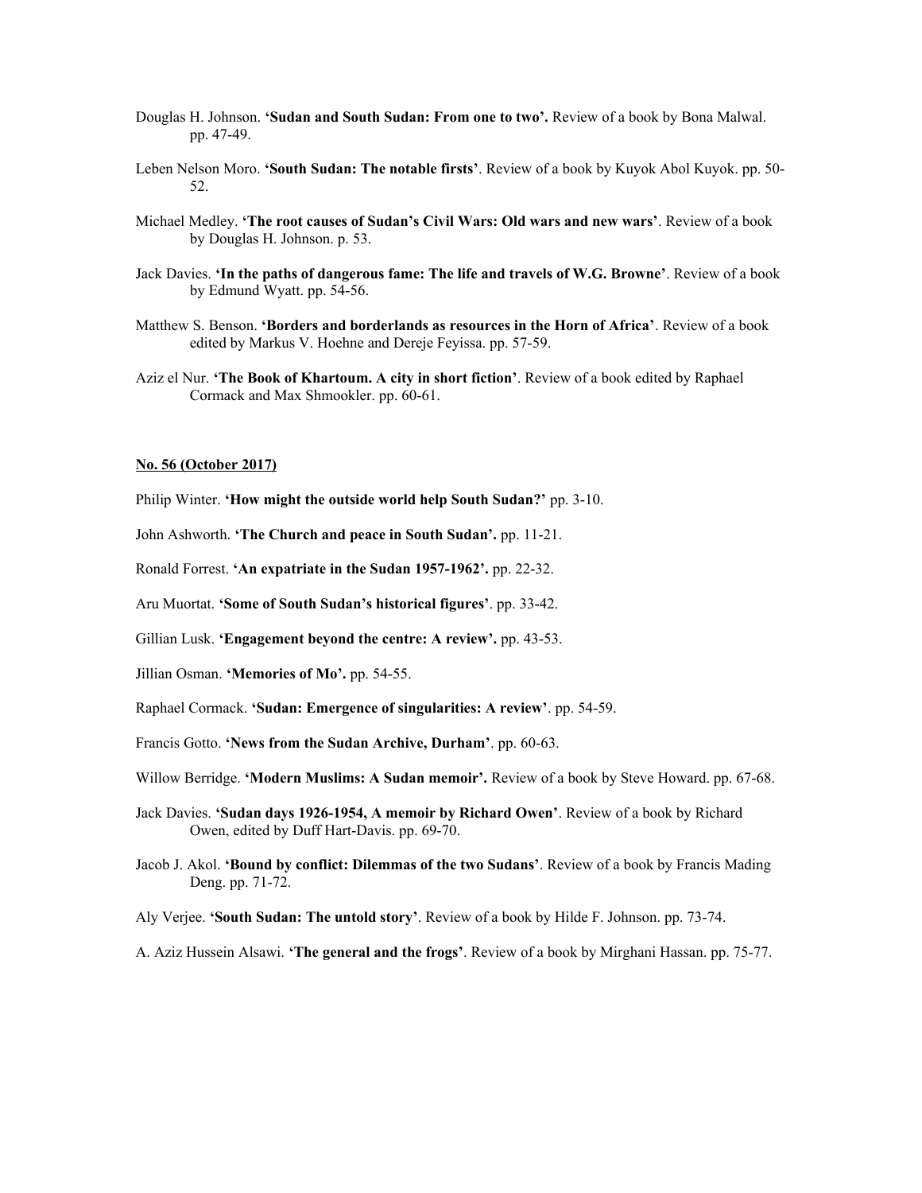Douglas H. Johnson. **'Sudan and South Sudan: From one to two'.** Review of a book by Bona Malwal. pp. 47-49.

Leben Nelson Moro. **'South Sudan: The notable firsts'**. Review of a book by Kuyok Abol Kuyok. pp. 50-52.

Michael Medley. **'The root causes of Sudan's Civil Wars: Old wars and new wars'**. Review of a book by Douglas H. Johnson. p. 53.

Jack Davies. **'In the paths of dangerous fame: The life and travels of W.G. Browne'**. Review of a book by Edmund Wyatt. pp. 54-56.

Matthew S. Benson. **'Borders and borderlands as resources in the Horn of Africa'**. Review of a book edited by Markus V. Hoehne and Dereje Feyissa. pp. 57-59.

Aziz el Nur. **'The Book of Khartoum. A city in short fiction'**. Review of a book edited by Raphael Cormack and Max Shmookler. pp. 60-61.

**No. 56 (October 2017)**

Philip Winter. **'How might the outside world help South Sudan?'** pp. 3-10.

John Ashworth. **'The Church and peace in South Sudan'.** pp. 11-21.

Ronald Forrest. **'An expatriate in the Sudan 1957-1962'.** pp. 22-32.

Aru Muortat. **'Some of South Sudan's historical figures'**. pp. 33-42.

Gillian Lusk. **'Engagement beyond the centre: A review'.** pp. 43-53.

Jillian Osman. **'Memories of Mo'.** pp. 54-55.

Raphael Cormack. **'Sudan: Emergence of singularities: A review'**. pp. 54-59.

Francis Gotto. **'News from the Sudan Archive, Durham'**. pp. 60-63.

Willow Berridge. **'Modern Muslims: A Sudan memoir'.** Review of a book by Steve Howard. pp. 67-68.

Jack Davies. **'Sudan days 1926-1954, A memoir by Richard Owen'**. Review of a book by Richard Owen, edited by Duff Hart-Davis. pp. 69-70.

Jacob J. Akol. **'Bound by conflict: Dilemmas of the two Sudans'**. Review of a book by Francis Mading Deng. pp. 71-72.

Aly Verjee. **'South Sudan: The untold story'**. Review of a book by Hilde F. Johnson. pp. 73-74.

A. Aziz Hussein Alsawi. **'The general and the frogs'**. Review of a book by Mirghani Hassan. pp. 75-77.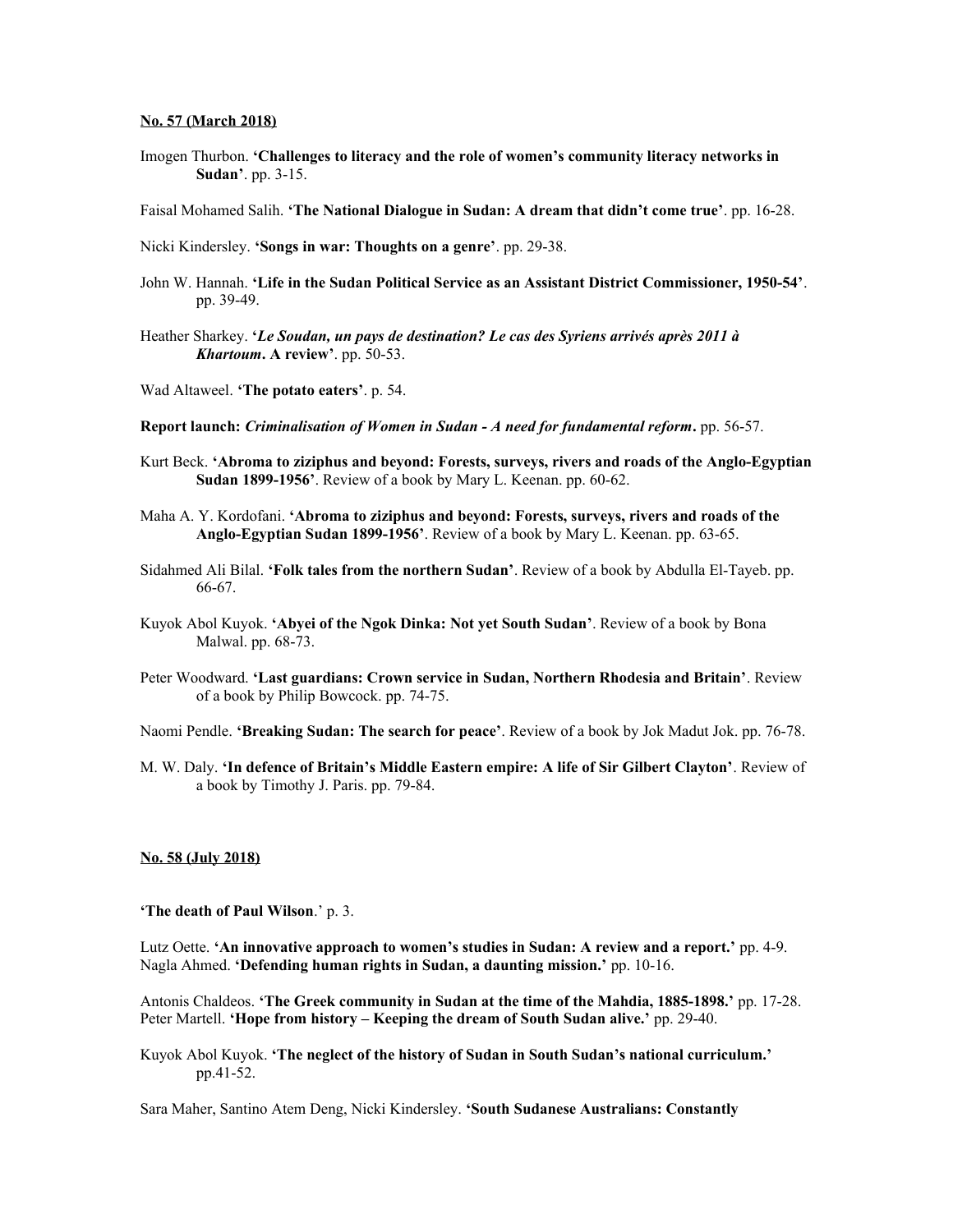**No. 57 (March 2018)**

Imogen Thurbon. **'Challenges to literacy and the role of women's community literacy networks in Sudan'**. pp. 3-15.

Faisal Mohamed Salih. **'The National Dialogue in Sudan: A dream that didn't come true'**. pp. 16-28.

Nicki Kindersley. **'Songs in war: Thoughts on a genre'**. pp. 29-38.

John W. Hannah. **'Life in the Sudan Political Service as an Assistant District Commissioner, 1950-54'**. pp. 39-49.

Heather Sharkey. **'*Le Soudan, un pays de destination? Le cas des Syriens arrivés après 2011 à Khartoum*. A review'**. pp. 50-53.

Wad Altaweel. **'The potato eaters'**. p. 54.

**Report launch:** ***Criminalisation of Women in Sudan - A need for fundamental reform*****.** pp. 56-57.

Kurt Beck. **'Abroma to ziziphus and beyond: Forests, surveys, rivers and roads of the Anglo-Egyptian Sudan 1899-1956'**. Review of a book by Mary L. Keenan. pp. 60-62.

Maha A. Y. Kordofani. **'Abroma to ziziphus and beyond: Forests, surveys, rivers and roads of the Anglo-Egyptian Sudan 1899-1956'**. Review of a book by Mary L. Keenan. pp. 63-65.

Sidahmed Ali Bilal. **'Folk tales from the northern Sudan'**. Review of a book by Abdulla El-Tayeb. pp. 66-67.

Kuyok Abol Kuyok. **'Abyei of the Ngok Dinka: Not yet South Sudan'**. Review of a book by Bona Malwal. pp. 68-73.

Peter Woodward. **'Last guardians: Crown service in Sudan, Northern Rhodesia and Britain'**. Review of a book by Philip Bowcock. pp. 74-75.

Naomi Pendle. **'Breaking Sudan: The search for peace'**. Review of a book by Jok Madut Jok. pp. 76-78.

M. W. Daly. **'In defence of Britain's Middle Eastern empire: A life of Sir Gilbert Clayton'**. Review of a book by Timothy J. Paris. pp. 79-84.

**No. 58 (July 2018)**

**'The death of Paul Wilson**.' p. 3.

Lutz Oette. **'An innovative approach to women's studies in Sudan: A review and a report.'** pp. 4-9.
Nagla Ahmed. **'Defending human rights in Sudan, a daunting mission.'** pp. 10-16.

Antonis Chaldeos. **'The Greek community in Sudan at the time of the Mahdia, 1885-1898.'** pp. 17-28.
Peter Martell. **'Hope from history – Keeping the dream of South Sudan alive.'** pp. 29-40.

Kuyok Abol Kuyok. **'The neglect of the history of Sudan in South Sudan's national curriculum.'** pp.41-52.

Sara Maher, Santino Atem Deng, Nicki Kindersley. **'South Sudanese Australians: Constantly**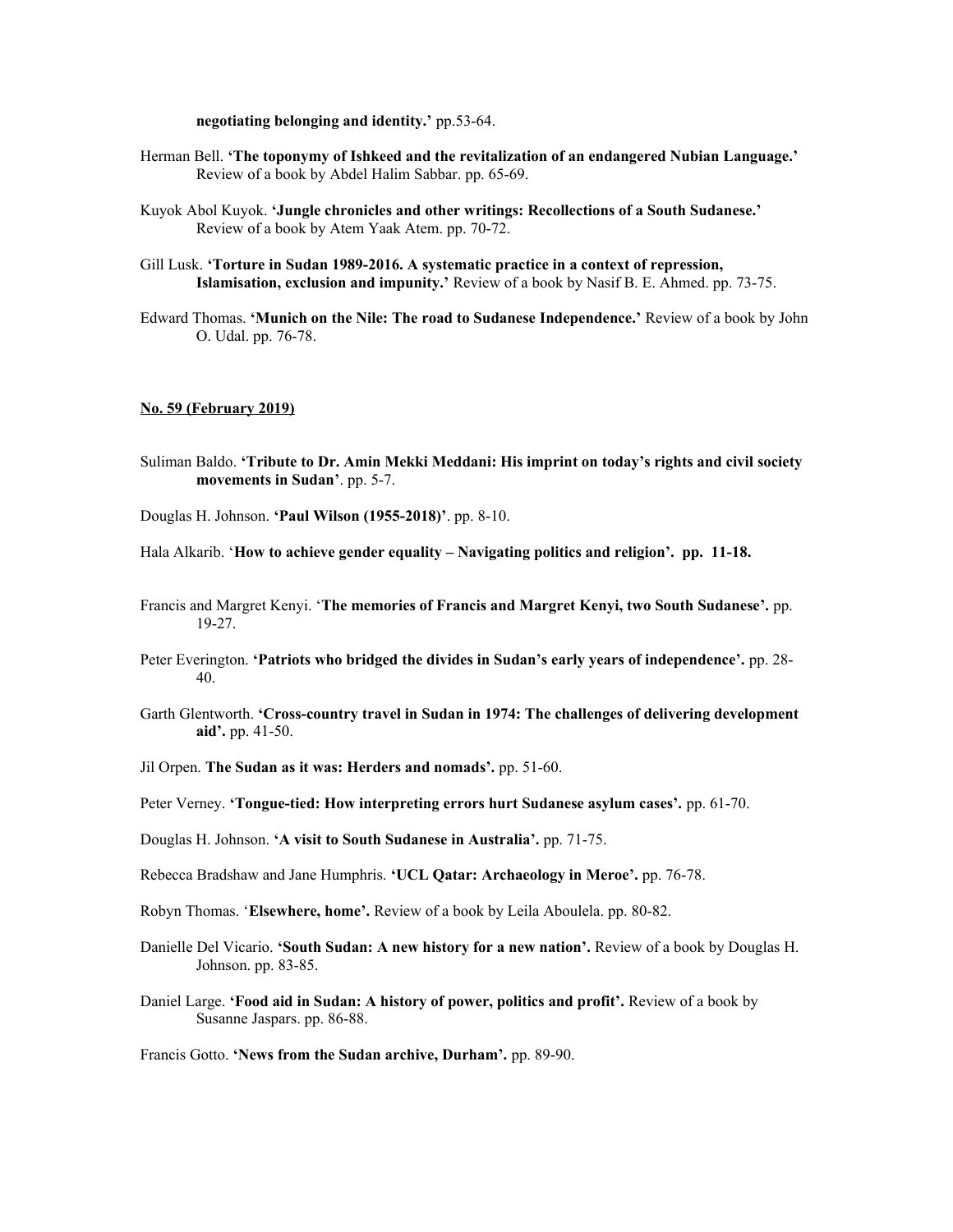**negotiating belonging and identity.'** pp.53-64.

Herman Bell. **'The toponymy of Ishkeed and the revitalization of an endangered Nubian Language.'** Review of a book by Abdel Halim Sabbar. pp. 65-69.

Kuyok Abol Kuyok. **'Jungle chronicles and other writings: Recollections of a South Sudanese.'** Review of a book by Atem Yaak Atem. pp. 70-72.

Gill Lusk. **'Torture in Sudan 1989-2016. A systematic practice in a context of repression, Islamisation, exclusion and impunity.'** Review of a book by Nasif B. E. Ahmed. pp. 73-75.

Edward Thomas. **'Munich on the Nile: The road to Sudanese Independence.'** Review of a book by John O. Udal. pp. 76-78.

**No. 59 (February 2019)**

Suliman Baldo. **'Tribute to Dr. Amin Mekki Meddani: His imprint on today's rights and civil society movements in Sudan'**. pp. 5-7.

Douglas H. Johnson. **'Paul Wilson (1955-2018)'**. pp. 8-10.

Hala Alkarib. '**How to achieve gender equality – Navigating politics and religion'. pp. 11-18.**

Francis and Margret Kenyi. '**The memories of Francis and Margret Kenyi, two South Sudanese'.** pp. 19-27.

Peter Everington. **'Patriots who bridged the divides in Sudan's early years of independence'.** pp. 28-40.

Garth Glentworth. **'Cross-country travel in Sudan in 1974: The challenges of delivering development aid'.** pp. 41-50.

Jil Orpen. **The Sudan as it was: Herders and nomads'.** pp. 51-60.

Peter Verney. **'Tongue-tied: How interpreting errors hurt Sudanese asylum cases'.** pp. 61-70.

Douglas H. Johnson. **'A visit to South Sudanese in Australia'.** pp. 71-75.

Rebecca Bradshaw and Jane Humphris. **'UCL Qatar: Archaeology in Meroe'.** pp. 76-78.

Robyn Thomas. '**Elsewhere, home'.** Review of a book by Leila Aboulela. pp. 80-82.

Danielle Del Vicario. **'South Sudan: A new history for a new nation'.** Review of a book by Douglas H. Johnson. pp. 83-85.

Daniel Large. **'Food aid in Sudan: A history of power, politics and profit'.** Review of a book by Susanne Jaspars. pp. 86-88.

Francis Gotto. **'News from the Sudan archive, Durham'.** pp. 89-90.